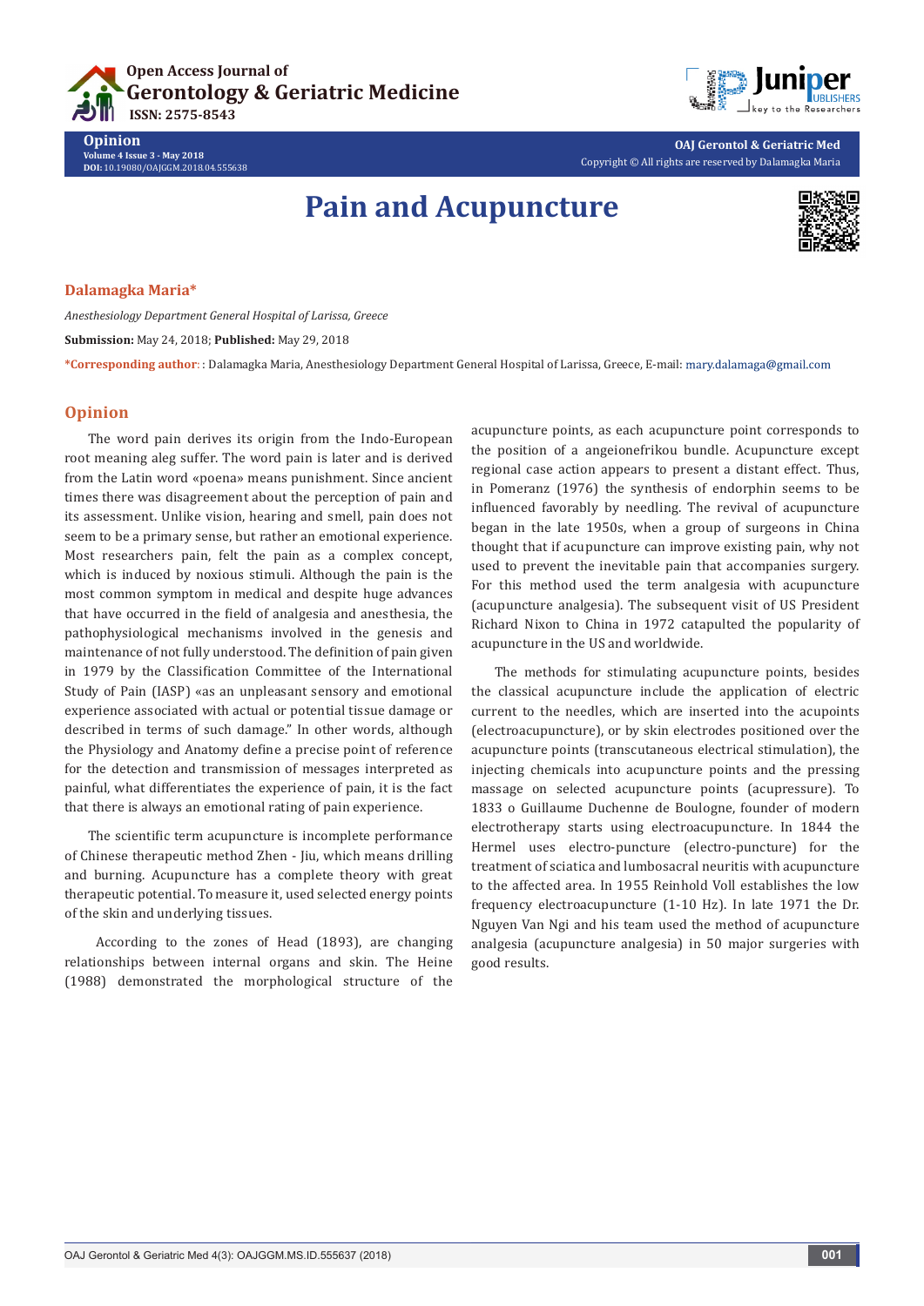Opinion

Volume 4 Issue 3 - May 2018

DOI: 10.19080/OAJGGM.2018.04.555638

OAJ Gerontol & Geriatric Med

Copyright © All rights are reserved by Dalamagka Maria

# Pain and Acupuncture

**Dalamagka Maria***

*Anesthesiology Department General Hospital of Larissa, Greece*

**Submission:** May 24, 2018; **Published:** May 29, 2018

***Corresponding author:** : Dalamagka Maria, Anesthesiology Department General Hospital of Larissa, Greece, E-mail: mary.dalamaga@gmail.com

## Opinion

The word pain derives its origin from the Indo-European root meaning aleg suffer. The word pain is later and is derived from the Latin word «poena» means punishment. Since ancient times there was disagreement about the perception of pain and its assessment. Unlike vision, hearing and smell, pain does not seem to be a primary sense, but rather an emotional experience. Most researchers pain, felt the pain as a complex concept, which is induced by noxious stimuli. Although the pain is the most common symptom in medical and despite huge advances that have occurred in the field of analgesia and anesthesia, the pathophysiological mechanisms involved in the genesis and maintenance of not fully understood. The definition of pain given in 1979 by the Classification Committee of the International Study of Pain (IASP) «as an unpleasant sensory and emotional experience associated with actual or potential tissue damage or described in terms of such damage." In other words, although the Physiology and Anatomy define a precise point of reference for the detection and transmission of messages interpreted as painful, what differentiates the experience of pain, it is the fact that there is always an emotional rating of pain experience.

The scientific term acupuncture is incomplete performance of Chinese therapeutic method Zhen - Jiu, which means drilling and burning. Acupuncture has a complete theory with great therapeutic potential. To measure it, used selected energy points of the skin and underlying tissues.

According to the zones of Head (1893), are changing relationships between internal organs and skin. The Heine (1988) demonstrated the morphological structure of the acupuncture points, as each acupuncture point corresponds to the position of a angeionefrikou bundle. Acupuncture except regional case action appears to present a distant effect. Thus, in Pomeranz (1976) the synthesis of endorphin seems to be influenced favorably by needling. The revival of acupuncture began in the late 1950s, when a group of surgeons in China thought that if acupuncture can improve existing pain, why not used to prevent the inevitable pain that accompanies surgery. For this method used the term analgesia with acupuncture (acupuncture analgesia). The subsequent visit of US President Richard Nixon to China in 1972 catapulted the popularity of acupuncture in the US and worldwide.

The methods for stimulating acupuncture points, besides the classical acupuncture include the application of electric current to the needles, which are inserted into the acupoints (electroacupuncture), or by skin electrodes positioned over the acupuncture points (transcutaneous electrical stimulation), the injecting chemicals into acupuncture points and the pressing massage on selected acupuncture points (acupressure). To 1833 o Guillaume Duchenne de Boulogne, founder of modern electrotherapy starts using electroacupuncture. In 1844 the Hermel uses electro-puncture (electro-puncture) for the treatment of sciatica and lumbosacral neuritis with acupuncture to the affected area. In 1955 Reinhold Voll establishes the low frequency electroacupuncture (1-10 Hz). In late 1971 the Dr. Nguyen Van Ngi and his team used the method of acupuncture analgesia (acupuncture analgesia) in 50 major surgeries with good results.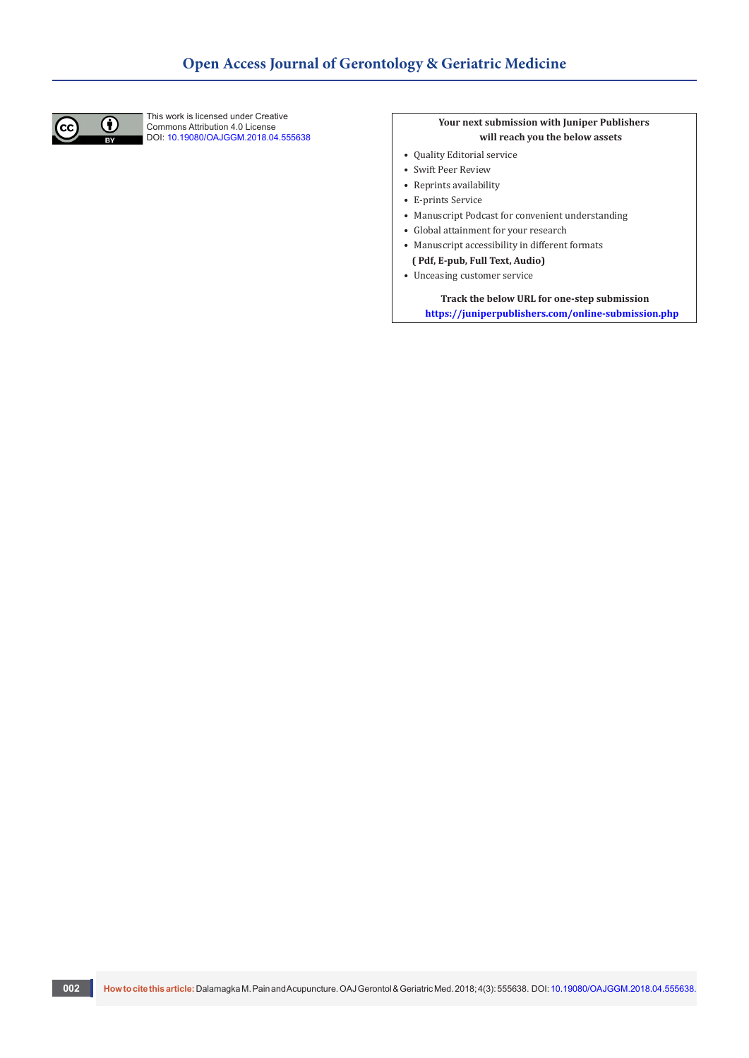This work is licensed under Creative Commons Attribution 4.0 License
DOI: 10.19080/OAJGGM.2018.04.555638

**Your next submission with Juniper Publishers will reach you the below assets**

- Quality Editorial service
- Swift Peer Review
- Reprints availability
- E-prints Service
- Manuscript Podcast for convenient understanding
- Global attainment for your research
- Manuscript accessibility in different formats

  **( Pdf, E-pub, Full Text, Audio)**
- Unceasing customer service

**Track the below URL for one-step submission**
**https://juniperpublishers.com/online-submission.php**